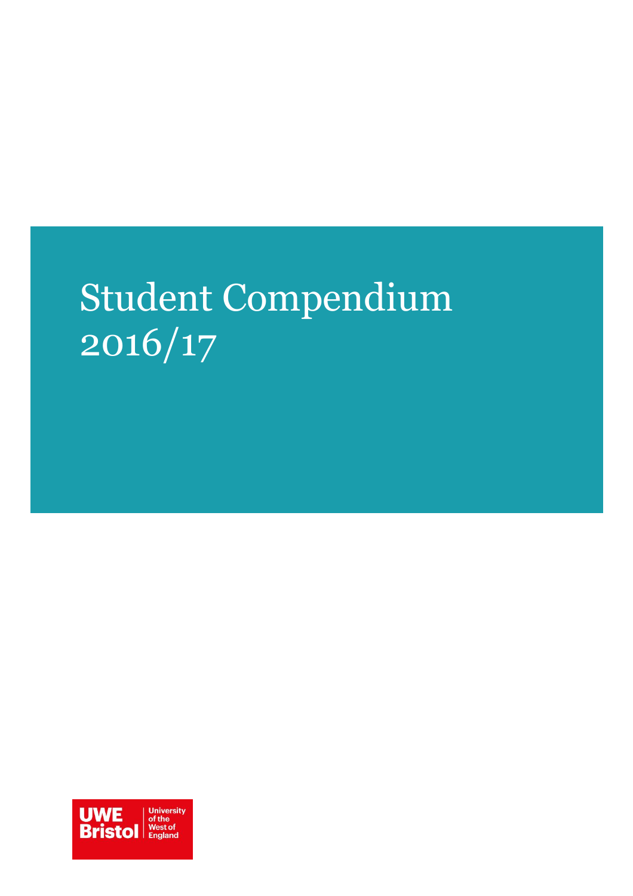# Student Compendium 2016/17

UWE Bristol | University of the West of England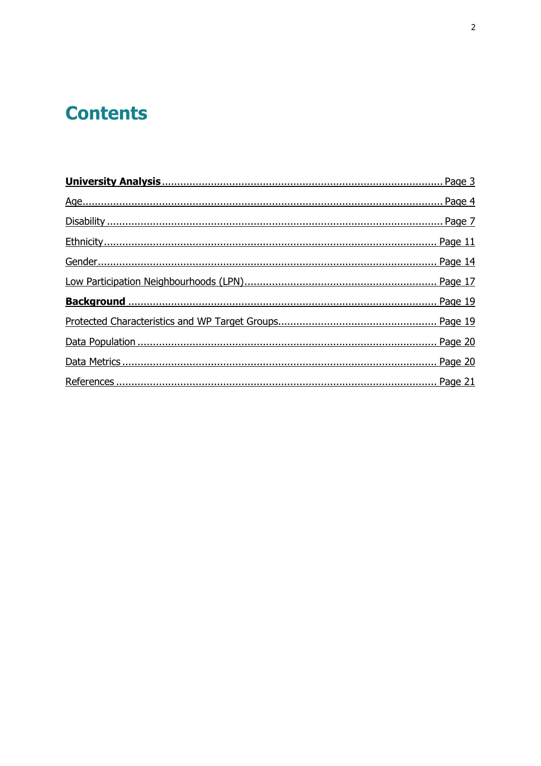# Contents

**University Analysis** ........................................................................................ Page 3

Age.................................................................................................................... Page 4

Disability ........................................................................................................... Page 7

Ethnicity............................................................................................................ Page 11

Gender.............................................................................................................. Page 14

Low Participation Neighbourhoods (LPN).............................................................. Page 17

**Background** .................................................................................................... Page 19

Protected Characteristics and WP Target Groups.................................................... Page 19

Data Population ................................................................................................. Page 20

Data Metrics ...................................................................................................... Page 20

References ........................................................................................................ Page 21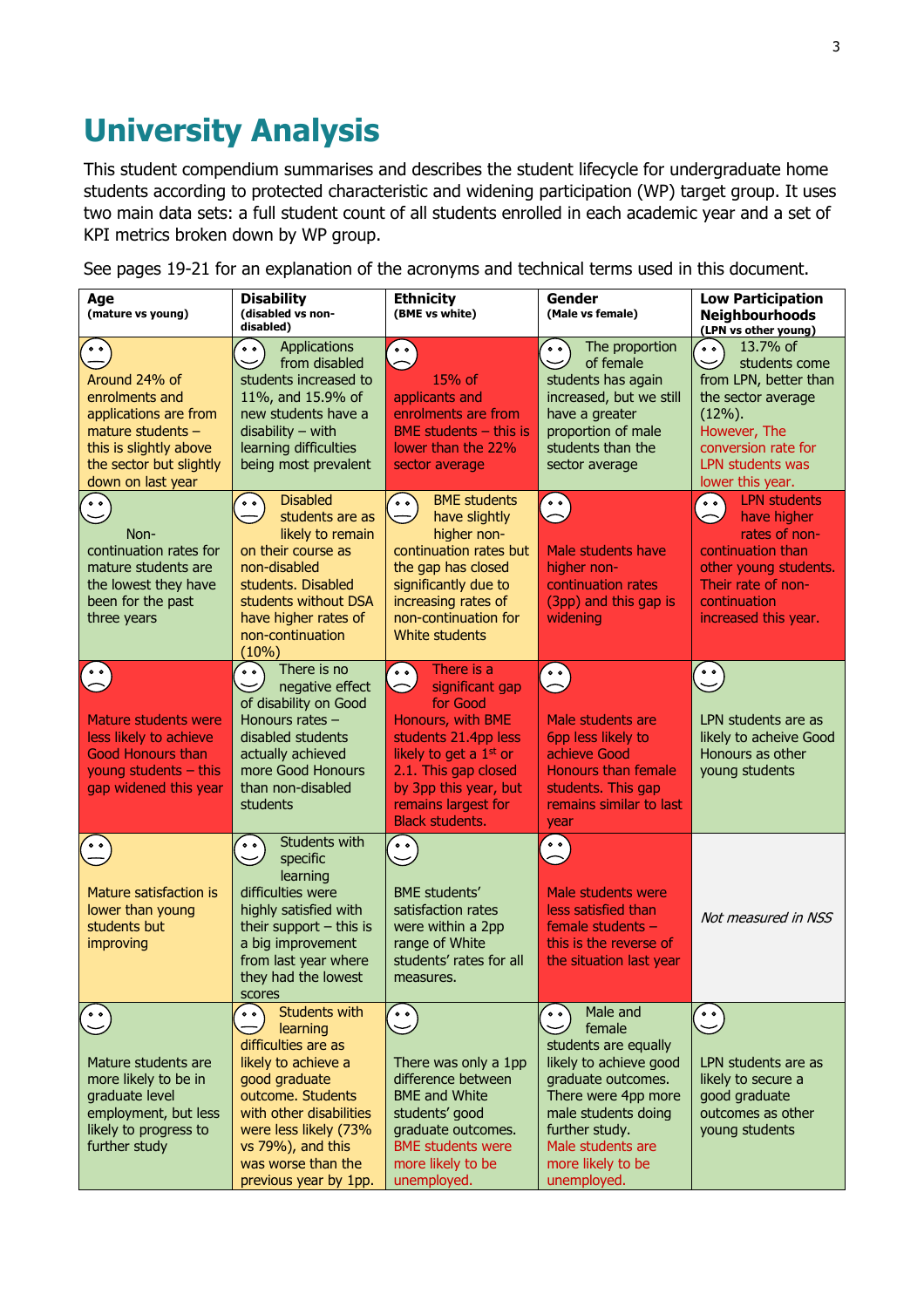# University Analysis

This student compendium summarises and describes the student lifecycle for undergraduate home students according to protected characteristic and widening participation (WP) target group. It uses two main data sets: a full student count of all students enrolled in each academic year and a set of KPI metrics broken down by WP group.

See pages 19-21 for an explanation of the acronyms and technical terms used in this document.

| **Age** (mature vs young) | **Disability** (disabled vs non-disabled) | **Ethnicity** (BME vs white) | **Gender** (Male vs female) | **Low Participation Neighbourhoods** (LPN vs other young) |
|---|---|---|---|---|
| Around 24% of enrolments and applications are from mature students – this is slightly above the sector but slightly down on last year | Applications from disabled students increased to 11%, and 15.9% of new students have a disability – with learning difficulties being most prevalent | 15% of applicants and enrolments are from BME students – this is lower than the 22% sector average | The proportion of female students has again increased, but we still have a greater proportion of male students than the sector average | 13.7% of students come from LPN, better than the sector average (12%). However, The conversion rate for LPN students was lower this year. |
| Non-continuation rates for mature students are the lowest they have been for the past three years | Disabled students are as likely to remain on their course as non-disabled students. Disabled students without DSA have higher rates of non-continuation (10%) | BME students have slightly higher non-continuation rates but the gap has closed significantly due to increasing rates of non-continuation for White students | Male students have higher non-continuation rates (3pp) and this gap is widening | LPN students have higher rates of non-continuation than other young students. Their rate of non-continuation increased this year. |
| Mature students were less likely to achieve Good Honours than young students – this gap widened this year | There is no negative effect of disability on Good Honours rates – disabled students actually achieved more Good Honours than non-disabled students | There is a significant gap for Good Honours, with BME students 21.4pp less likely to get a 1st or 2.1. This gap closed by 3pp this year, but remains largest for Black students. | Male students are 6pp less likely to achieve Good Honours than female students. This gap remains similar to last year | LPN students are as likely to acheive Good Honours as other young students |
| Mature satisfaction is lower than young students but improving | Students with specific learning difficulties were highly satisfied with their support – this is a big improvement from last year where they had the lowest scores | BME students' satisfaction rates were within a 2pp range of White students' rates for all measures. | Male students were less satisfied than female students – this is the reverse of the situation last year | *Not measured in NSS* |
| Mature students are more likely to be in graduate level employment, but less likely to progress to further study | Students with learning difficulties are as likely to achieve a good graduate outcome. Students with other disabilities were less likely (73% vs 79%), and this was worse than the previous year by 1pp. | There was only a 1pp difference between BME and White students' good graduate outcomes. BME students were more likely to be unemployed. | Male and female students are equally likely to achieve good graduate outcomes. There were 4pp more male students doing further study. Male students are more likely to be unemployed. | LPN students are as likely to secure a good graduate outcomes as other young students |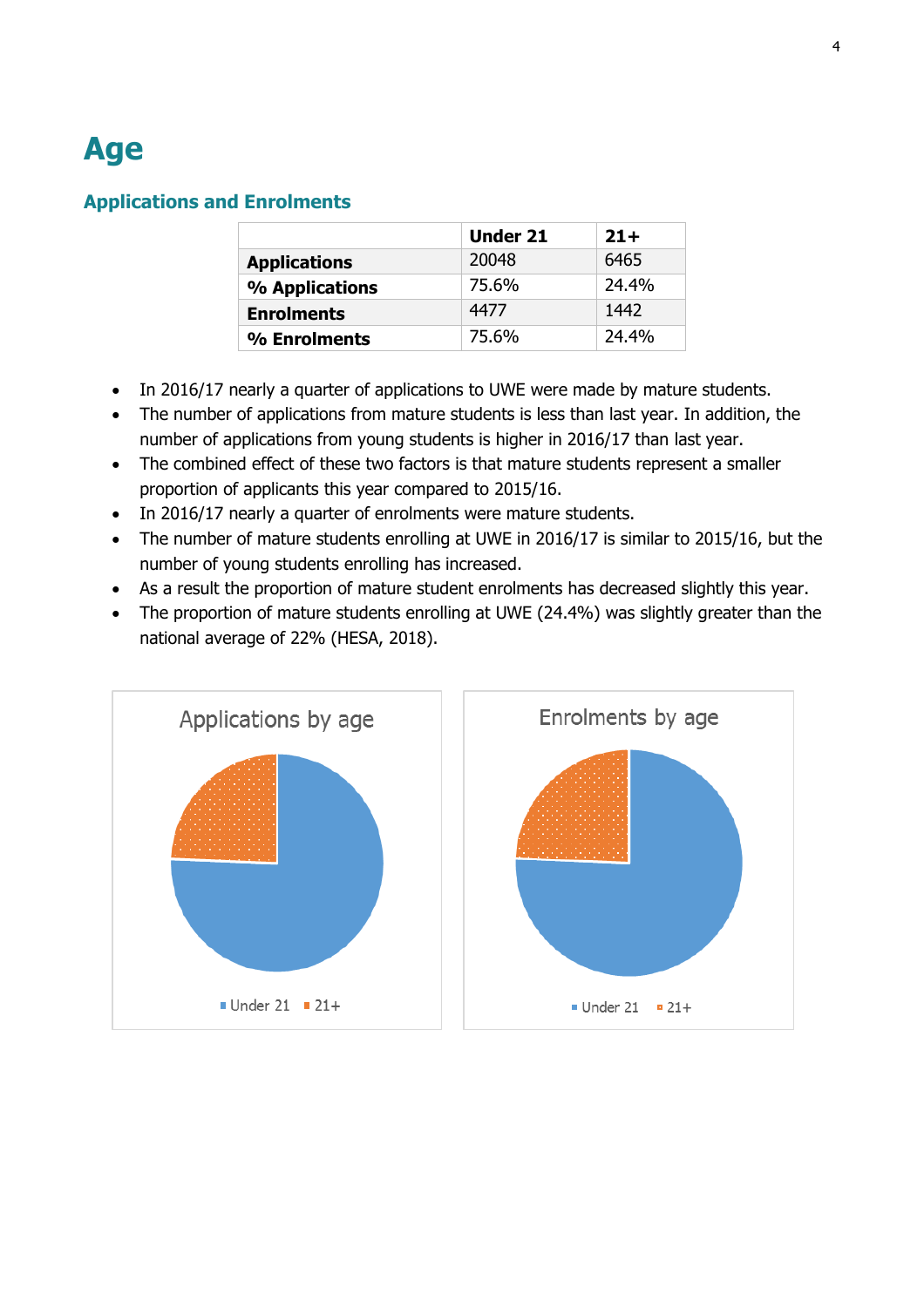# Age

## Applications and Enrolments

| | Under 21 | 21+ |
|---|---|---|
| **Applications** | 20048 | 6465 |
| **% Applications** | 75.6% | 24.4% |
| **Enrolments** | 4477 | 1442 |
| **% Enrolments** | 75.6% | 24.4% |

- In 2016/17 nearly a quarter of applications to UWE were made by mature students.
- The number of applications from mature students is less than last year. In addition, the number of applications from young students is higher in 2016/17 than last year.
- The combined effect of these two factors is that mature students represent a smaller proportion of applicants this year compared to 2015/16.
- In 2016/17 nearly a quarter of enrolments were mature students.
- The number of mature students enrolling at UWE in 2016/17 is similar to 2015/16, but the number of young students enrolling has increased.
- As a result the proportion of mature student enrolments has decreased slightly this year.
- The proportion of mature students enrolling at UWE (24.4%) was slightly greater than the national average of 22% (HESA, 2018).

Applications by age

Under 21 21+

Enrolments by age

Under 21 21+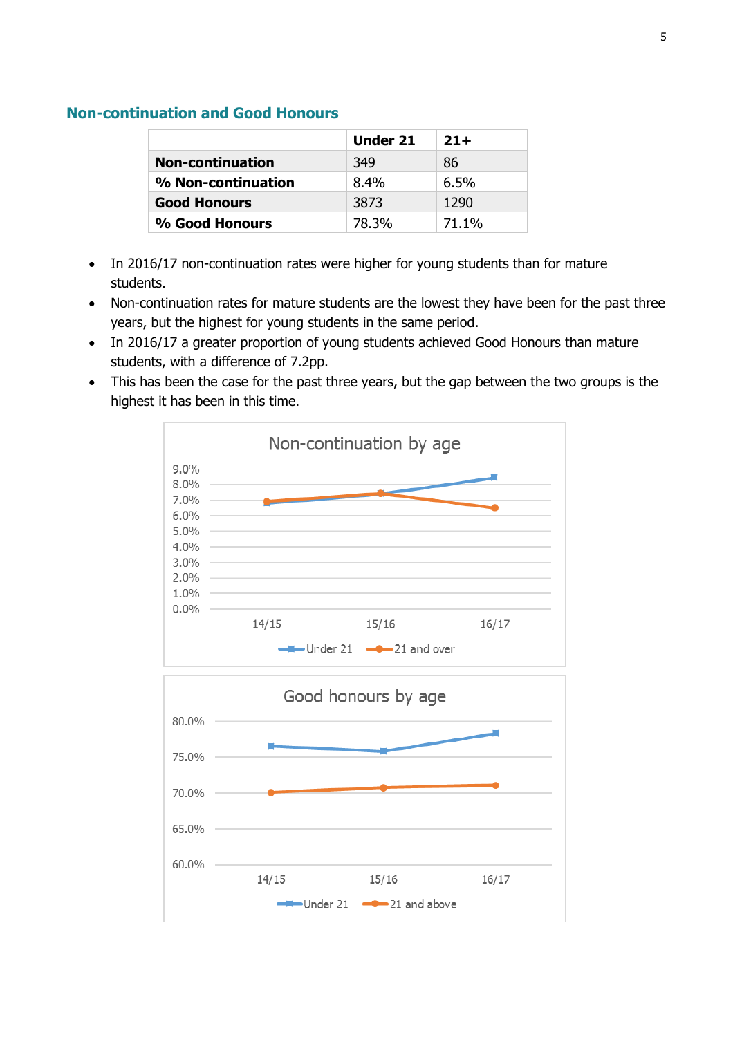## Non-continuation and Good Honours

| | Under 21 | 21+ |
|---|---|---|
| **Non-continuation** | 349 | 86 |
| **% Non-continuation** | 8.4% | 6.5% |
| **Good Honours** | 3873 | 1290 |
| **% Good Honours** | 78.3% | 71.1% |

- In 2016/17 non-continuation rates were higher for young students than for mature students.
- Non-continuation rates for mature students are the lowest they have been for the past three years, but the highest for young students in the same period.
- In 2016/17 a greater proportion of young students achieved Good Honours than mature students, with a difference of 7.2pp.
- This has been the case for the past three years, but the gap between the two groups is the highest it has been in this time.

Non-continuation by age

9.0%
8.0%
7.0%
6.0%
5.0%
4.0%
3.0%
2.0%
1.0%
0.0%

14/15
15/16
16/17

Under 21
21 and over

Good honours by age

80.0%
75.0%
70.0%
65.0%
60.0%

14/15
15/16
16/17

Under 21
21 and above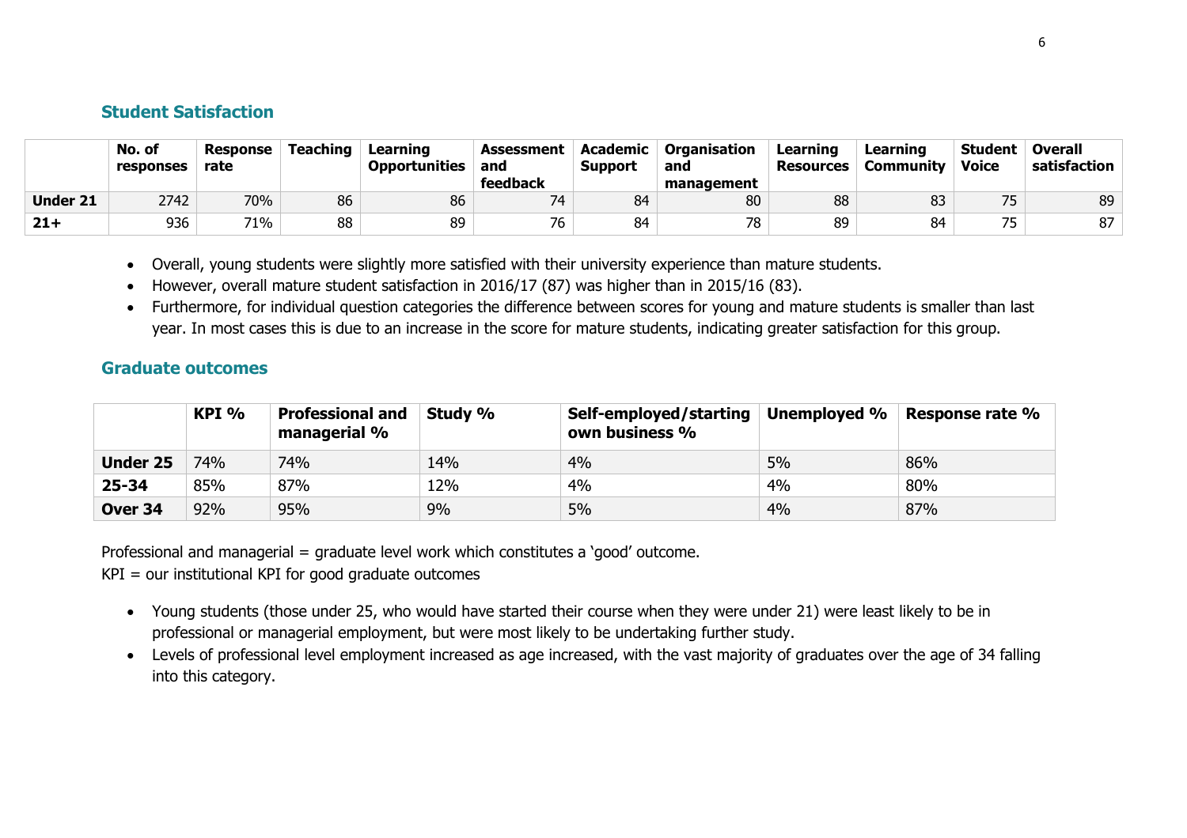## Student Satisfaction

| | No. of responses | Response rate | Teaching | Learning Opportunities | Assessment and feedback | Academic Support | Organisation and management | Learning Resources | Learning Community | Student Voice | Overall satisfaction |
|---|---|---|---|---|---|---|---|---|---|---|---|
| **Under 21** | 2742 | 70% | 86 | 86 | 74 | 84 | 80 | 88 | 83 | 75 | 89 |
| **21+** | 936 | 71% | 88 | 89 | 76 | 84 | 78 | 89 | 84 | 75 | 87 |

- Overall, young students were slightly more satisfied with their university experience than mature students.
- However, overall mature student satisfaction in 2016/17 (87) was higher than in 2015/16 (83).
- Furthermore, for individual question categories the difference between scores for young and mature students is smaller than last year. In most cases this is due to an increase in the score for mature students, indicating greater satisfaction for this group.

## Graduate outcomes

| | KPI % | Professional and managerial % | Study % | Self-employed/starting own business % | Unemployed % | Response rate % |
|---|---|---|---|---|---|---|
| **Under 25** | 74% | 74% | 14% | 4% | 5% | 86% |
| **25-34** | 85% | 87% | 12% | 4% | 4% | 80% |
| **Over 34** | 92% | 95% | 9% | 5% | 4% | 87% |

Professional and managerial = graduate level work which constitutes a 'good' outcome.
KPI = our institutional KPI for good graduate outcomes

- Young students (those under 25, who would have started their course when they were under 21) were least likely to be in professional or managerial employment, but were most likely to be undertaking further study.
- Levels of professional level employment increased as age increased, with the vast majority of graduates over the age of 34 falling into this category.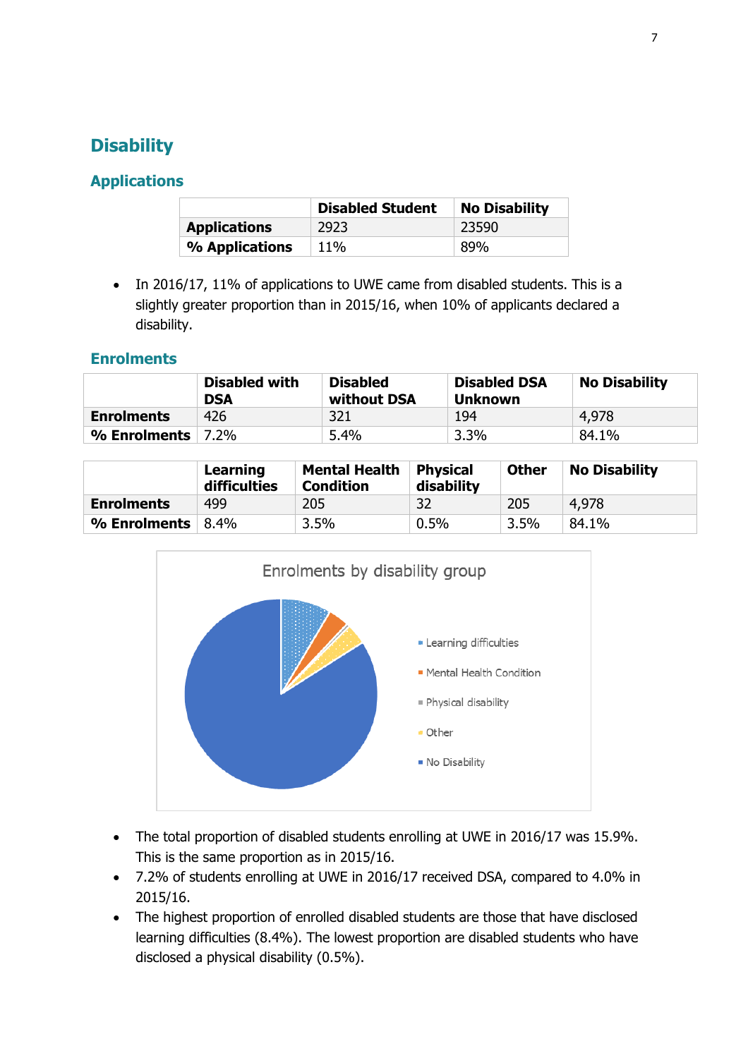# Disability

## Applications

| | Disabled Student | No Disability |
|---|---|---|
| **Applications** | 2923 | 23590 |
| **% Applications** | 11% | 89% |

- In 2016/17, 11% of applications to UWE came from disabled students. This is a slightly greater proportion than in 2015/16, when 10% of applicants declared a disability.

## Enrolments

| | Disabled with DSA | Disabled without DSA | Disabled DSA Unknown | No Disability |
|---|---|---|---|---|
| **Enrolments** | 426 | 321 | 194 | 4,978 |
| **% Enrolments** | 7.2% | 5.4% | 3.3% | 84.1% |

| | Learning difficulties | Mental Health Condition | Physical disability | Other | No Disability |
|---|---|---|---|---|---|
| **Enrolments** | 499 | 205 | 32 | 205 | 4,978 |
| **% Enrolments** | 8.4% | 3.5% | 0.5% | 3.5% | 84.1% |

Enrolments by disability group

Learning difficulties
Mental Health Condition
Physical disability
Other
No Disability

- The total proportion of disabled students enrolling at UWE in 2016/17 was 15.9%. This is the same proportion as in 2015/16.
- 7.2% of students enrolling at UWE in 2016/17 received DSA, compared to 4.0% in 2015/16.
- The highest proportion of enrolled disabled students are those that have disclosed learning difficulties (8.4%). The lowest proportion are disabled students who have disclosed a physical disability (0.5%).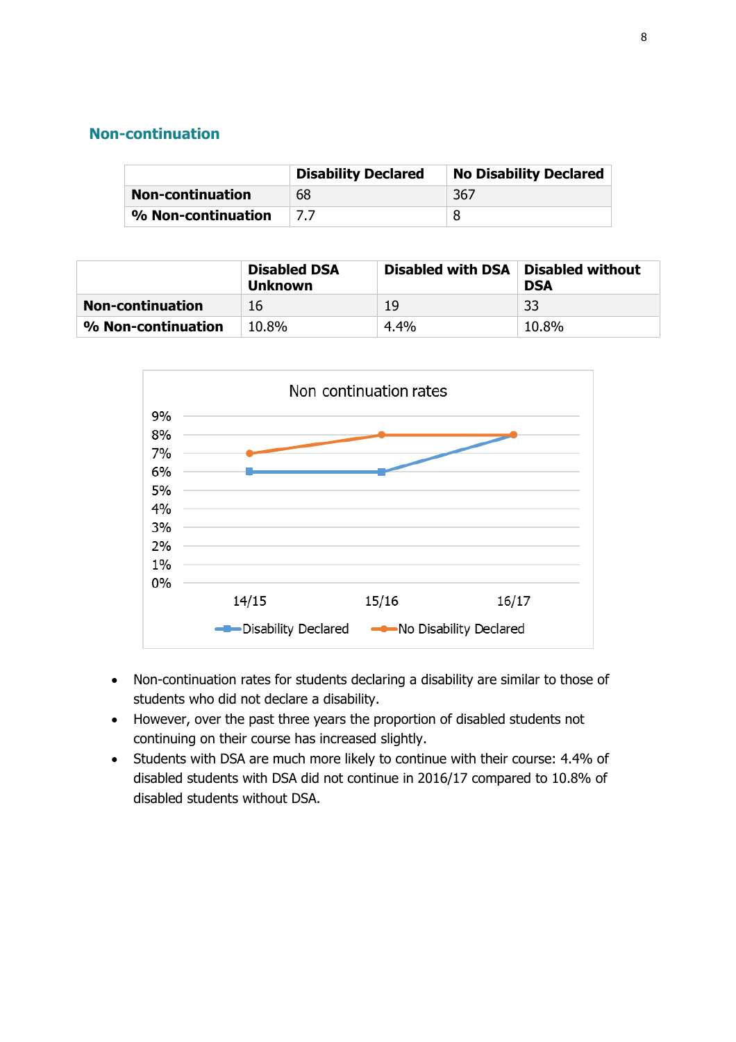## Non-continuation

| | Disability Declared | No Disability Declared |
|---|---|---|
| **Non-continuation** | 68 | 367 |
| **% Non-continuation** | 7.7 | 8 |

| | Disabled DSA Unknown | Disabled with DSA | Disabled without DSA |
|---|---|---|---|
| **Non-continuation** | 16 | 19 | 33 |
| **% Non-continuation** | 10.8% | 4.4% | 10.8% |

Non continuation rates

9%
8%
7%
6%
5%
4%
3%
2%
1%
0%

14/15
15/16
16/17

Disability Declared
No Disability Declared

- Non-continuation rates for students declaring a disability are similar to those of students who did not declare a disability.
- However, over the past three years the proportion of disabled students not continuing on their course has increased slightly.
- Students with DSA are much more likely to continue with their course: 4.4% of disabled students with DSA did not continue in 2016/17 compared to 10.8% of disabled students without DSA.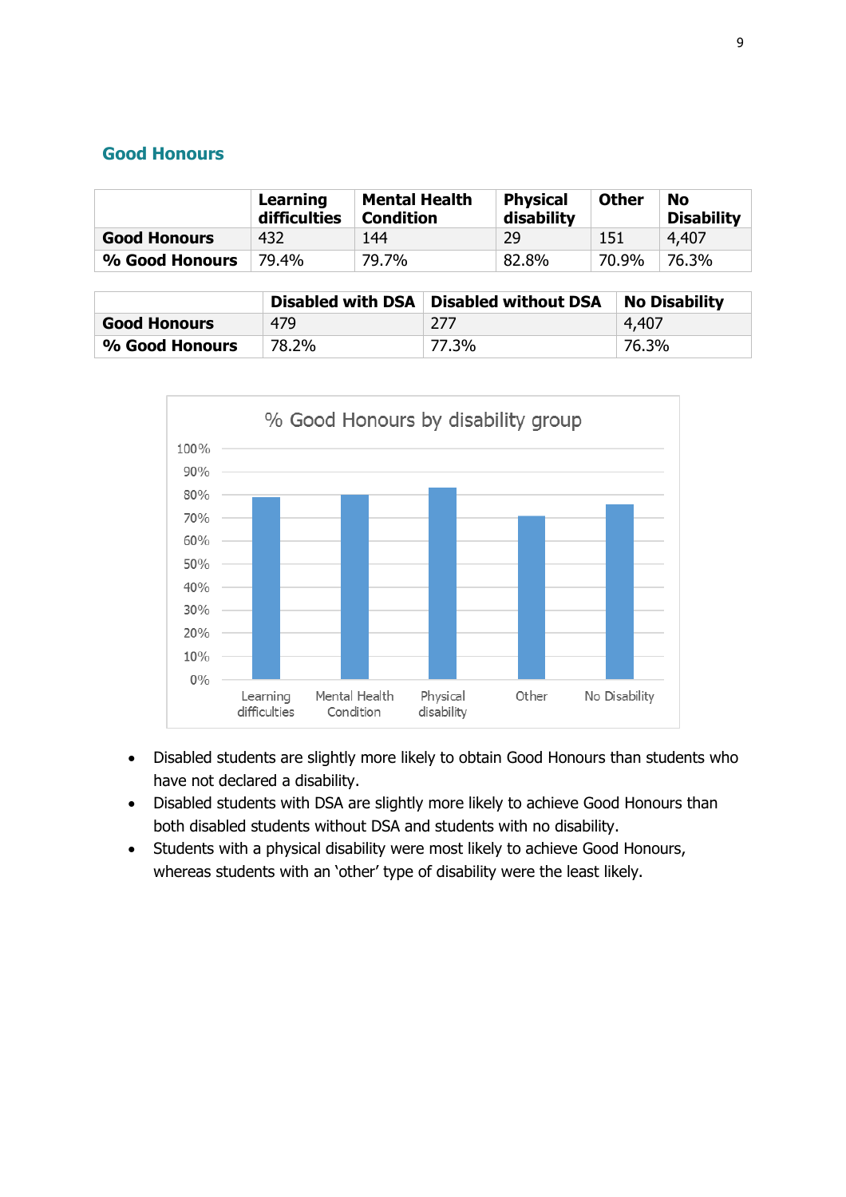## Good Honours

| | Learning difficulties | Mental Health Condition | Physical disability | Other | No Disability |
|---|---|---|---|---|---|
| **Good Honours** | 432 | 144 | 29 | 151 | 4,407 |
| **% Good Honours** | 79.4% | 79.7% | 82.8% | 70.9% | 76.3% |

| | Disabled with DSA | Disabled without DSA | No Disability |
|---|---|---|---|
| **Good Honours** | 479 | 277 | 4,407 |
| **% Good Honours** | 78.2% | 77.3% | 76.3% |

% Good Honours by disability group

100%
90%
80%
70%
60%
50%
40%
30%
20%
10%
0%

Learning difficulties
Mental Health Condition
Physical disability
Other
No Disability

- Disabled students are slightly more likely to obtain Good Honours than students who have not declared a disability.
- Disabled students with DSA are slightly more likely to achieve Good Honours than both disabled students without DSA and students with no disability.
- Students with a physical disability were most likely to achieve Good Honours, whereas students with an 'other' type of disability were the least likely.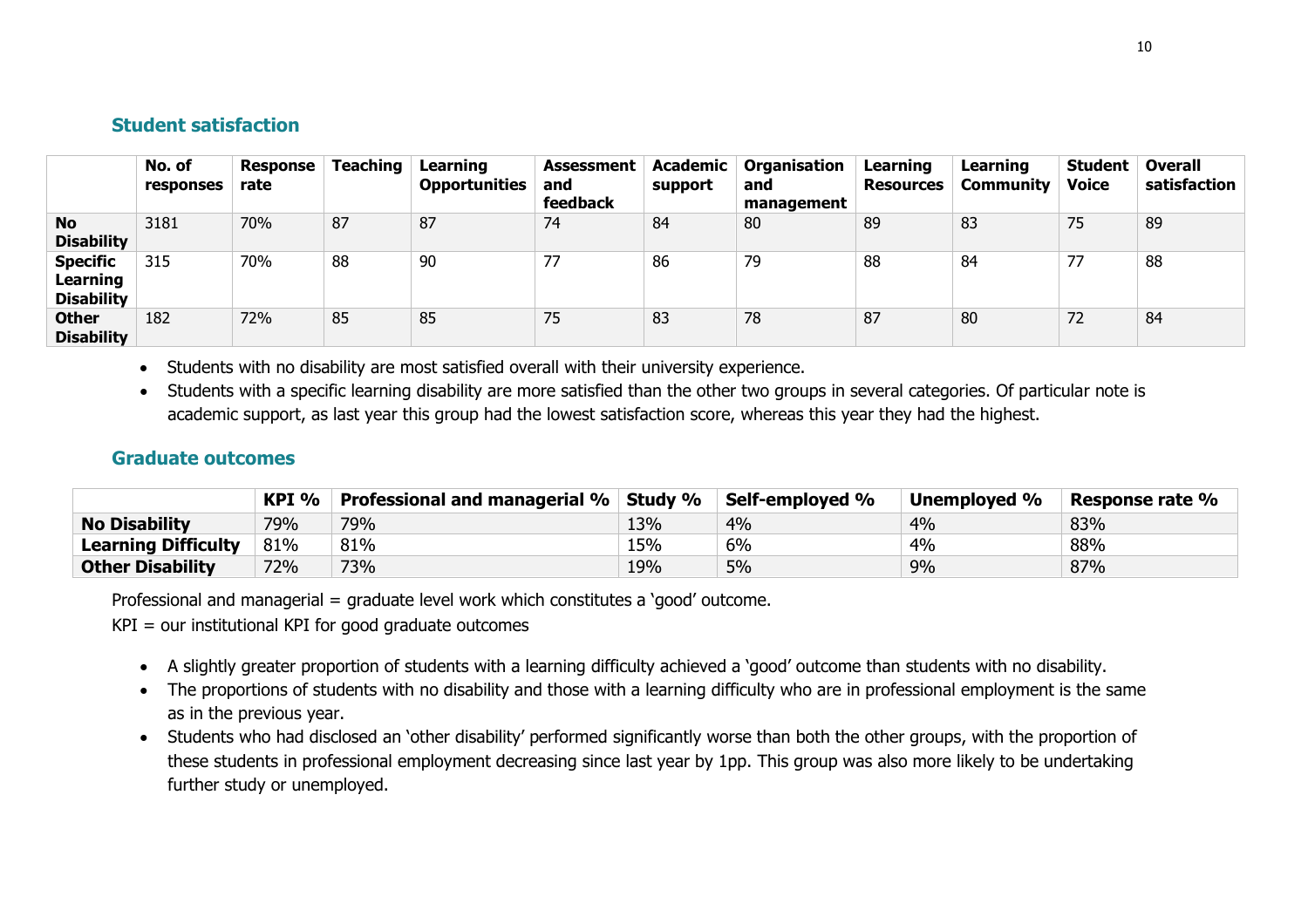## Student satisfaction

| | No. of responses | Response rate | Teaching | Learning Opportunities | Assessment and feedback | Academic support | Organisation and management | Learning Resources | Learning Community | Student Voice | Overall satisfaction |
|---|---|---|---|---|---|---|---|---|---|---|---|
| **No Disability** | 3181 | 70% | 87 | 87 | 74 | 84 | 80 | 89 | 83 | 75 | 89 |
| **Specific Learning Disability** | 315 | 70% | 88 | 90 | 77 | 86 | 79 | 88 | 84 | 77 | 88 |
| **Other Disability** | 182 | 72% | 85 | 85 | 75 | 83 | 78 | 87 | 80 | 72 | 84 |

- Students with no disability are most satisfied overall with their university experience.
- Students with a specific learning disability are more satisfied than the other two groups in several categories. Of particular note is academic support, as last year this group had the lowest satisfaction score, whereas this year they had the highest.

## Graduate outcomes

| | KPI % | Professional and managerial % | Study % | Self-employed % | Unemployed % | Response rate % |
|---|---|---|---|---|---|---|
| **No Disability** | 79% | 79% | 13% | 4% | 4% | 83% |
| **Learning Difficulty** | 81% | 81% | 15% | 6% | 4% | 88% |
| **Other Disability** | 72% | 73% | 19% | 5% | 9% | 87% |

Professional and managerial = graduate level work which constitutes a 'good' outcome.

KPI = our institutional KPI for good graduate outcomes

- A slightly greater proportion of students with a learning difficulty achieved a 'good' outcome than students with no disability.
- The proportions of students with no disability and those with a learning difficulty who are in professional employment is the same as in the previous year.
- Students who had disclosed an 'other disability' performed significantly worse than both the other groups, with the proportion of these students in professional employment decreasing since last year by 1pp. This group was also more likely to be undertaking further study or unemployed.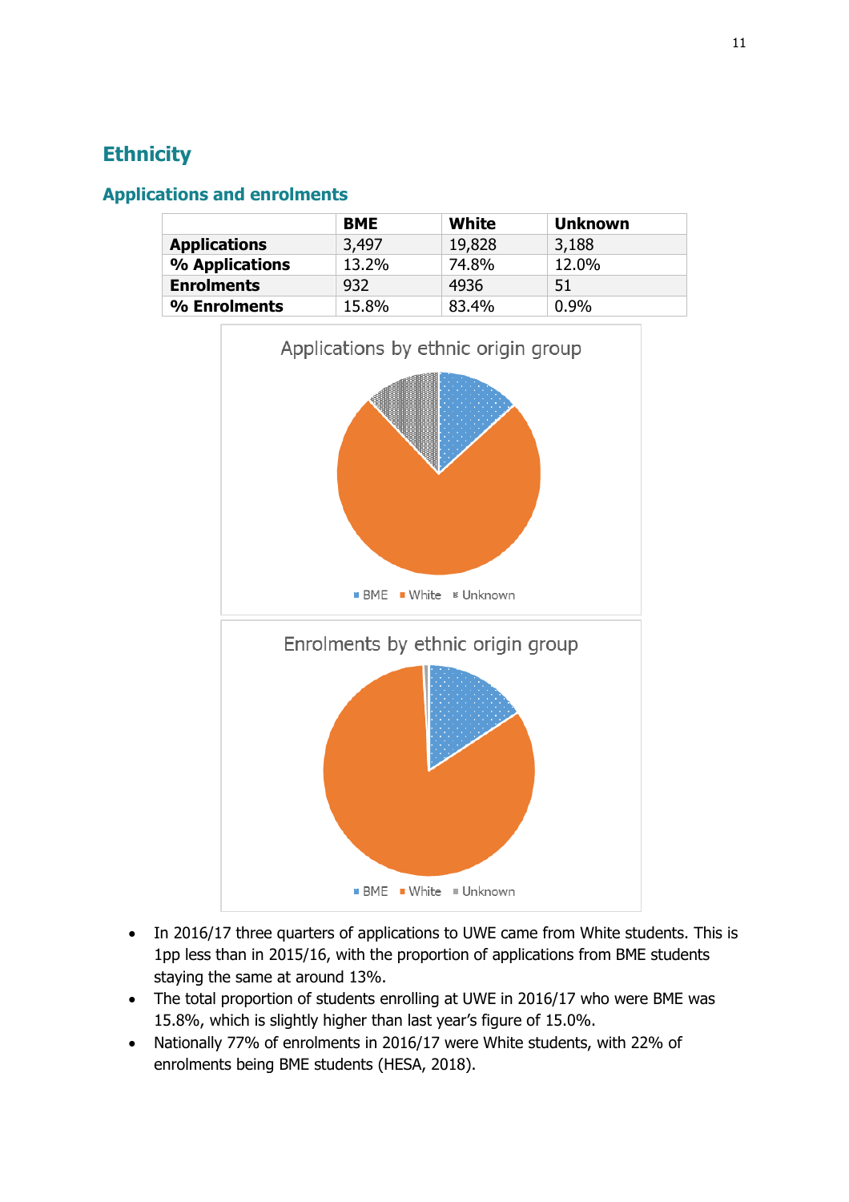## Ethnicity

### Applications and enrolments

| | BME | White | Unknown |
|---|---|---|---|
| **Applications** | 3,497 | 19,828 | 3,188 |
| **% Applications** | 13.2% | 74.8% | 12.0% |
| **Enrolments** | 932 | 4936 | 51 |
| **% Enrolments** | 15.8% | 83.4% | 0.9% |

Applications by ethnic origin group

BME White Unknown

Enrolments by ethnic origin group

BME White Unknown

- In 2016/17 three quarters of applications to UWE came from White students. This is 1pp less than in 2015/16, with the proportion of applications from BME students staying the same at around 13%.
- The total proportion of students enrolling at UWE in 2016/17 who were BME was 15.8%, which is slightly higher than last year's figure of 15.0%.
- Nationally 77% of enrolments in 2016/17 were White students, with 22% of enrolments being BME students (HESA, 2018).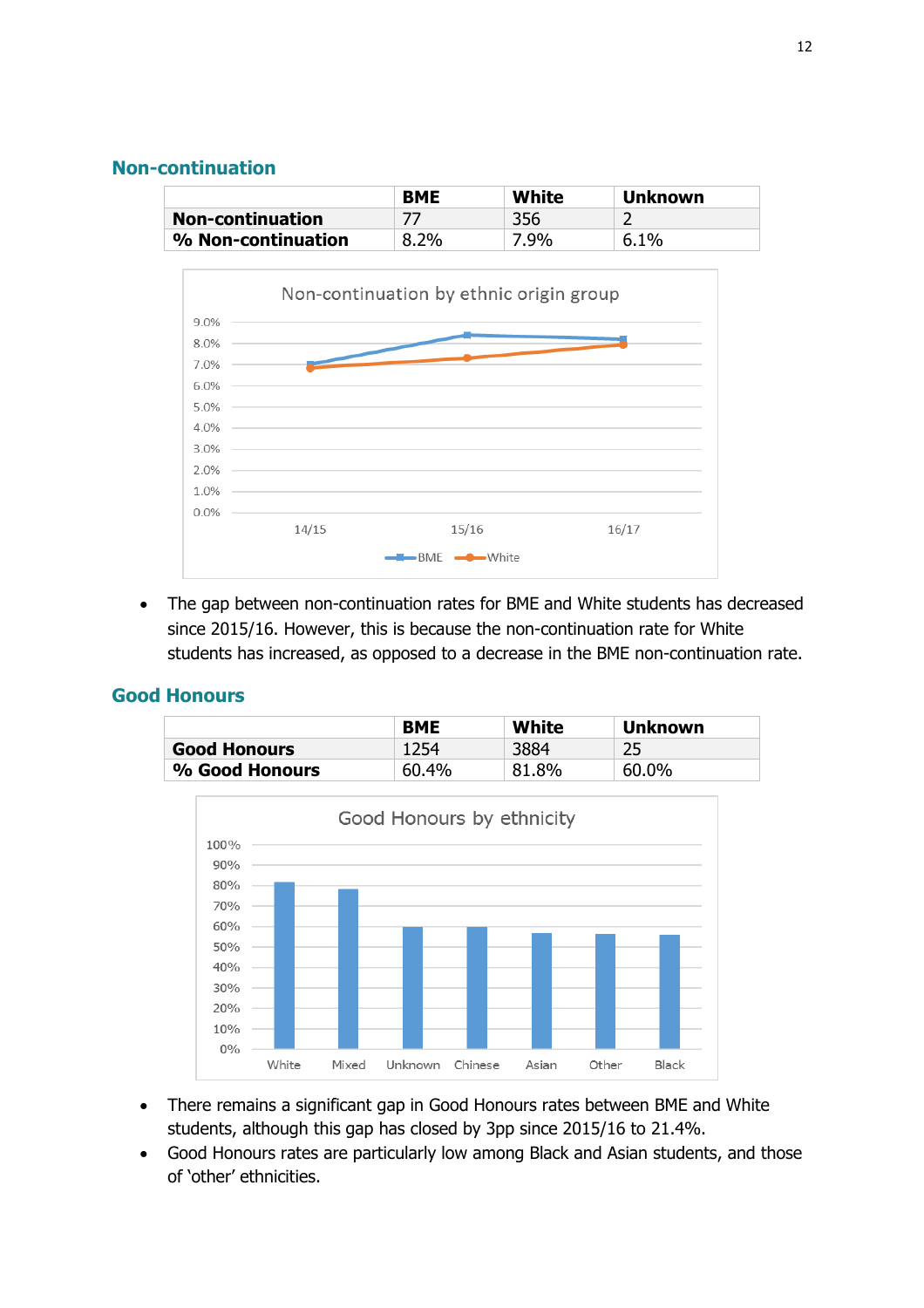## Non-continuation

| | BME | White | Unknown |
|---|---|---|---|
| **Non-continuation** | 77 | 356 | 2 |
| **% Non-continuation** | 8.2% | 7.9% | 6.1% |

- The gap between non-continuation rates for BME and White students has decreased since 2015/16. However, this is because the non-continuation rate for White students has increased, as opposed to a decrease in the BME non-continuation rate.

## Good Honours

| | BME | White | Unknown |
|---|---|---|---|
| **Good Honours** | 1254 | 3884 | 25 |
| **% Good Honours** | 60.4% | 81.8% | 60.0% |

- There remains a significant gap in Good Honours rates between BME and White students, although this gap has closed by 3pp since 2015/16 to 21.4%.
- Good Honours rates are particularly low among Black and Asian students, and those of 'other' ethnicities.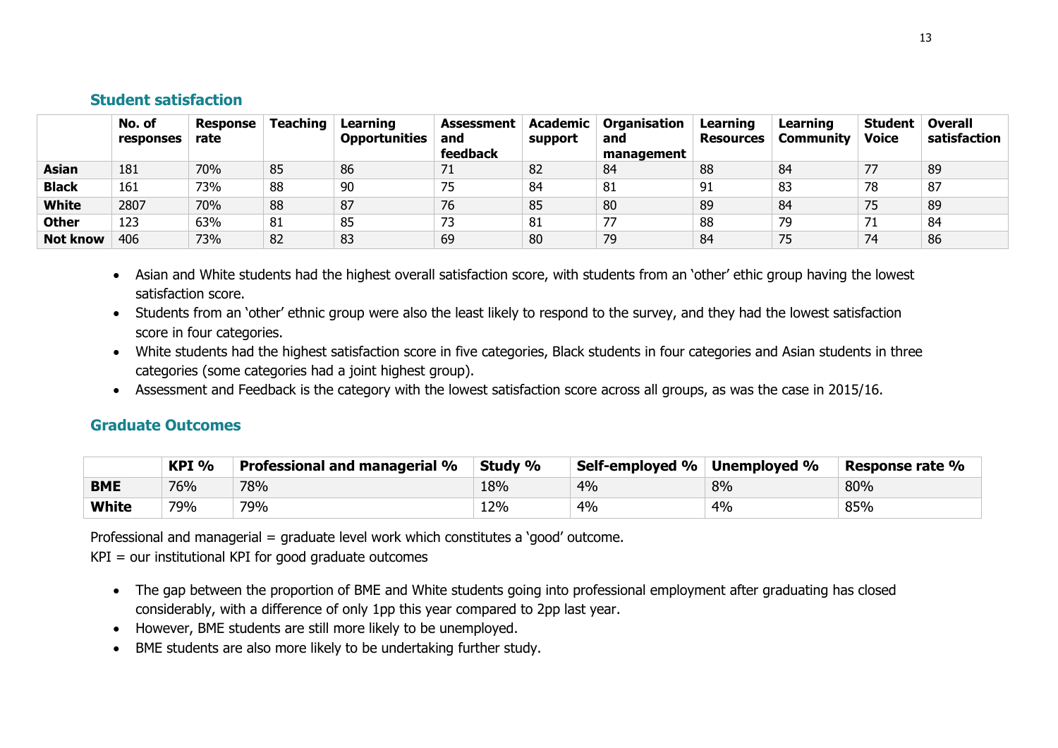## Student satisfaction

| | No. of responses | Response rate | Teaching | Learning Opportunities | Assessment and feedback | Academic support | Organisation and management | Learning Resources | Learning Community | Student Voice | Overall satisfaction |
|---|---|---|---|---|---|---|---|---|---|---|---|
| **Asian** | 181 | 70% | 85 | 86 | 71 | 82 | 84 | 88 | 84 | 77 | 89 |
| **Black** | 161 | 73% | 88 | 90 | 75 | 84 | 81 | 91 | 83 | 78 | 87 |
| **White** | 2807 | 70% | 88 | 87 | 76 | 85 | 80 | 89 | 84 | 75 | 89 |
| **Other** | 123 | 63% | 81 | 85 | 73 | 81 | 77 | 88 | 79 | 71 | 84 |
| **Not know** | 406 | 73% | 82 | 83 | 69 | 80 | 79 | 84 | 75 | 74 | 86 |

- Asian and White students had the highest overall satisfaction score, with students from an 'other' ethic group having the lowest satisfaction score.
- Students from an 'other' ethnic group were also the least likely to respond to the survey, and they had the lowest satisfaction score in four categories.
- White students had the highest satisfaction score in five categories, Black students in four categories and Asian students in three categories (some categories had a joint highest group).
- Assessment and Feedback is the category with the lowest satisfaction score across all groups, as was the case in 2015/16.

## Graduate Outcomes

| | KPI % | Professional and managerial % | Study % | Self-employed % | Unemployed % | Response rate % |
|---|---|---|---|---|---|---|
| **BME** | 76% | 78% | 18% | 4% | 8% | 80% |
| **White** | 79% | 79% | 12% | 4% | 4% | 85% |

Professional and managerial = graduate level work which constitutes a 'good' outcome.
KPI = our institutional KPI for good graduate outcomes

- The gap between the proportion of BME and White students going into professional employment after graduating has closed considerably, with a difference of only 1pp this year compared to 2pp last year.
- However, BME students are still more likely to be unemployed.
- BME students are also more likely to be undertaking further study.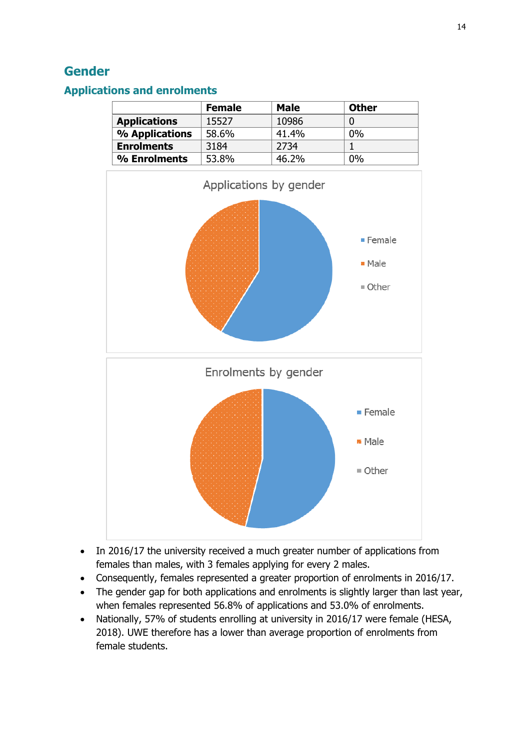## Gender

### Applications and enrolments

| | Female | Male | Other |
|---|---|---|---|
| **Applications** | 15527 | 10986 | 0 |
| **% Applications** | 58.6% | 41.4% | 0% |
| **Enrolments** | 3184 | 2734 | 1 |
| **% Enrolments** | 53.8% | 46.2% | 0% |

Applications by gender

Female

Male

Other

Enrolments by gender

Female

Male

Other

- In 2016/17 the university received a much greater number of applications from females than males, with 3 females applying for every 2 males.
- Consequently, females represented a greater proportion of enrolments in 2016/17.
- The gender gap for both applications and enrolments is slightly larger than last year, when females represented 56.8% of applications and 53.0% of enrolments.
- Nationally, 57% of students enrolling at university in 2016/17 were female (HESA, 2018). UWE therefore has a lower than average proportion of enrolments from female students.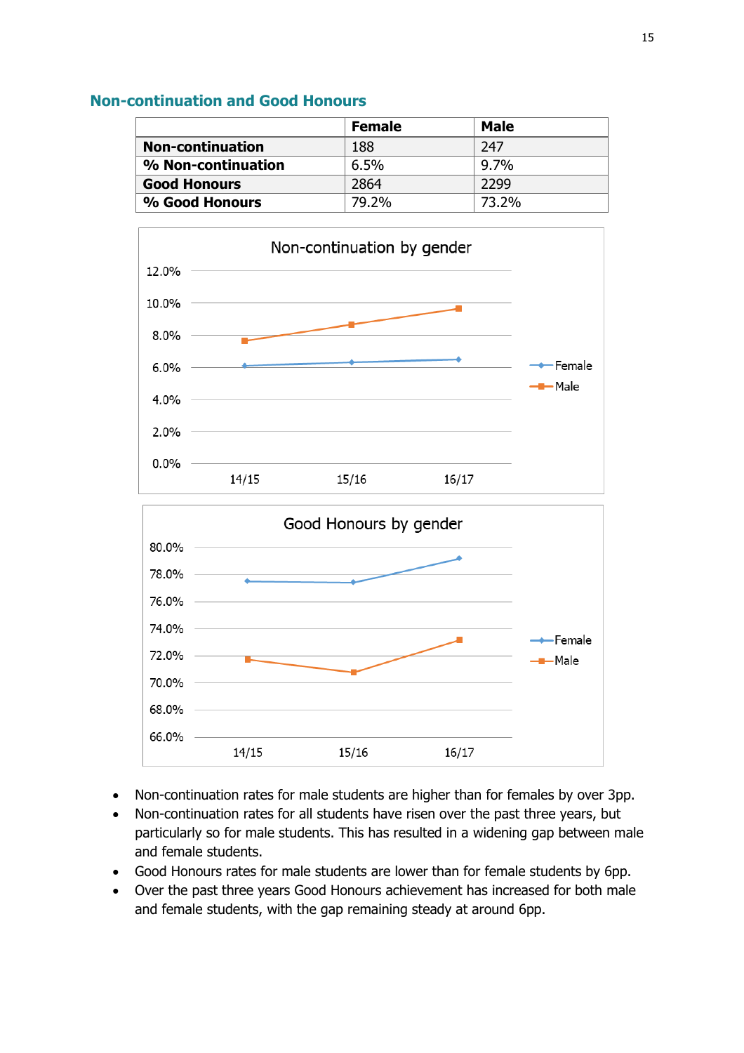## Non-continuation and Good Honours

| | Female | Male |
|---|---|---|
| **Non-continuation** | 188 | 247 |
| **% Non-continuation** | 6.5% | 9.7% |
| **Good Honours** | 2864 | 2299 |
| **% Good Honours** | 79.2% | 73.2% |

Non-continuation by gender

12.0%
10.0%
8.0%
6.0%
4.0%
2.0%
0.0%

14/15
15/16
16/17

Female
Male

Good Honours by gender

80.0%
78.0%
76.0%
74.0%
72.0%
70.0%
68.0%
66.0%

14/15
15/16
16/17

Female
Male

- Non-continuation rates for male students are higher than for females by over 3pp.
- Non-continuation rates for all students have risen over the past three years, but particularly so for male students. This has resulted in a widening gap between male and female students.
- Good Honours rates for male students are lower than for female students by 6pp.
- Over the past three years Good Honours achievement has increased for both male and female students, with the gap remaining steady at around 6pp.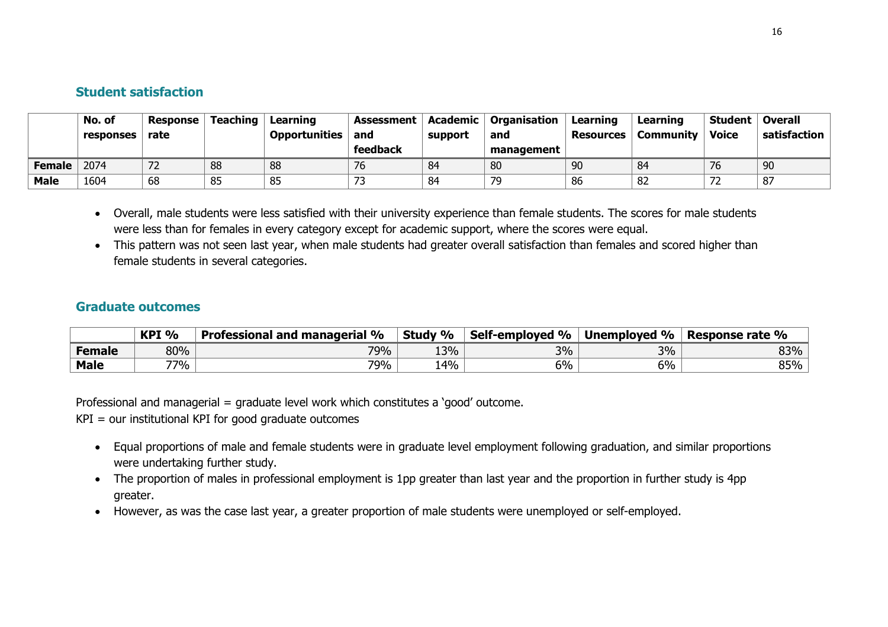## Student satisfaction

| | No. of responses | Response rate | Teaching | Learning Opportunities | Assessment and feedback | Academic support | Organisation and management | Learning Resources | Learning Community | Student Voice | Overall satisfaction |
|---|---|---|---|---|---|---|---|---|---|---|---|
| **Female** | 2074 | 72 | 88 | 88 | 76 | 84 | 80 | 90 | 84 | 76 | 90 |
| **Male** | 1604 | 68 | 85 | 85 | 73 | 84 | 79 | 86 | 82 | 72 | 87 |

- Overall, male students were less satisfied with their university experience than female students. The scores for male students were less than for females in every category except for academic support, where the scores were equal.
- This pattern was not seen last year, when male students had greater overall satisfaction than females and scored higher than female students in several categories.

## Graduate outcomes

| | KPI % | Professional and managerial % | Study % | Self-employed % | Unemployed % | Response rate % |
|---|---|---|---|---|---|---|
| **Female** | 80% | 79% | 13% | 3% | 3% | 83% |
| **Male** | 77% | 79% | 14% | 6% | 6% | 85% |

Professional and managerial = graduate level work which constitutes a 'good' outcome.
KPI = our institutional KPI for good graduate outcomes

- Equal proportions of male and female students were in graduate level employment following graduation, and similar proportions were undertaking further study.
- The proportion of males in professional employment is 1pp greater than last year and the proportion in further study is 4pp greater.
- However, as was the case last year, a greater proportion of male students were unemployed or self-employed.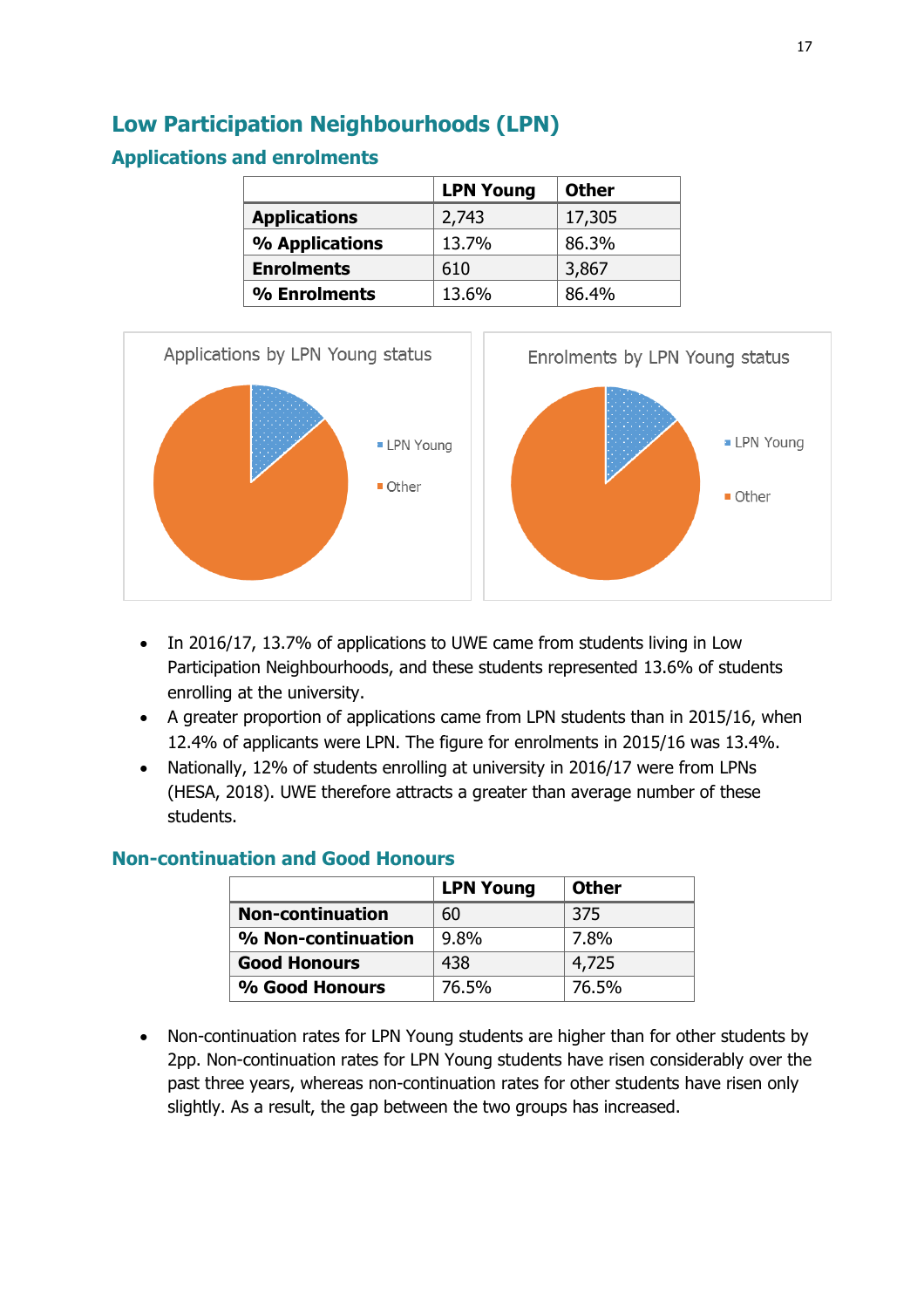# Low Participation Neighbourhoods (LPN)

## Applications and enrolments

| | LPN Young | Other |
|---|---|---|
| **Applications** | 2,743 | 17,305 |
| **% Applications** | 13.7% | 86.3% |
| **Enrolments** | 610 | 3,867 |
| **% Enrolments** | 13.6% | 86.4% |

Applications by LPN Young status

LPN Young
Other

Enrolments by LPN Young status

LPN Young
Other

- In 2016/17, 13.7% of applications to UWE came from students living in Low Participation Neighbourhoods, and these students represented 13.6% of students enrolling at the university.
- A greater proportion of applications came from LPN students than in 2015/16, when 12.4% of applicants were LPN. The figure for enrolments in 2015/16 was 13.4%.
- Nationally, 12% of students enrolling at university in 2016/17 were from LPNs (HESA, 2018). UWE therefore attracts a greater than average number of these students.

## Non-continuation and Good Honours

| | LPN Young | Other |
|---|---|---|
| **Non-continuation** | 60 | 375 |
| **% Non-continuation** | 9.8% | 7.8% |
| **Good Honours** | 438 | 4,725 |
| **% Good Honours** | 76.5% | 76.5% |

- Non-continuation rates for LPN Young students are higher than for other students by 2pp. Non-continuation rates for LPN Young students have risen considerably over the past three years, whereas non-continuation rates for other students have risen only slightly. As a result, the gap between the two groups has increased.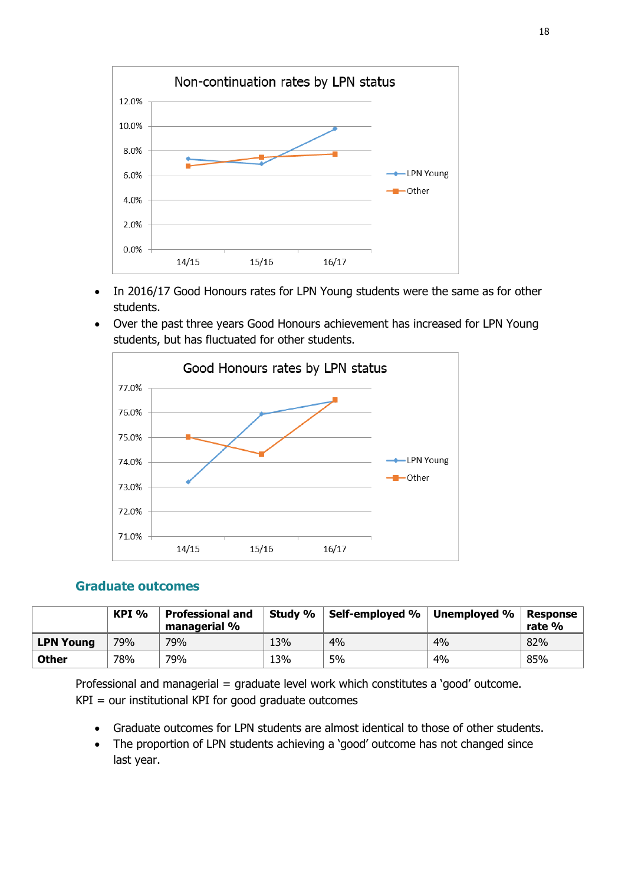Non-continuation rates by LPN status

12.0%
10.0%
8.0%
6.0%
4.0%
2.0%
0.0%

14/15
15/16
16/17

LPN Young
Other

- In 2016/17 Good Honours rates for LPN Young students were the same as for other students.
- Over the past three years Good Honours achievement has increased for LPN Young students, but has fluctuated for other students.

Good Honours rates by LPN status

77.0%
76.0%
75.0%
74.0%
73.0%
72.0%
71.0%

14/15
15/16
16/17

LPN Young
Other

## Graduate outcomes

| | KPI % | Professional and managerial % | Study % | Self-employed % | Unemployed % | Response rate % |
|---|---|---|---|---|---|---|
| **LPN Young** | 79% | 79% | 13% | 4% | 4% | 82% |
| **Other** | 78% | 79% | 13% | 5% | 4% | 85% |

Professional and managerial = graduate level work which constitutes a 'good' outcome.
KPI = our institutional KPI for good graduate outcomes

- Graduate outcomes for LPN students are almost identical to those of other students.
- The proportion of LPN students achieving a 'good' outcome has not changed since last year.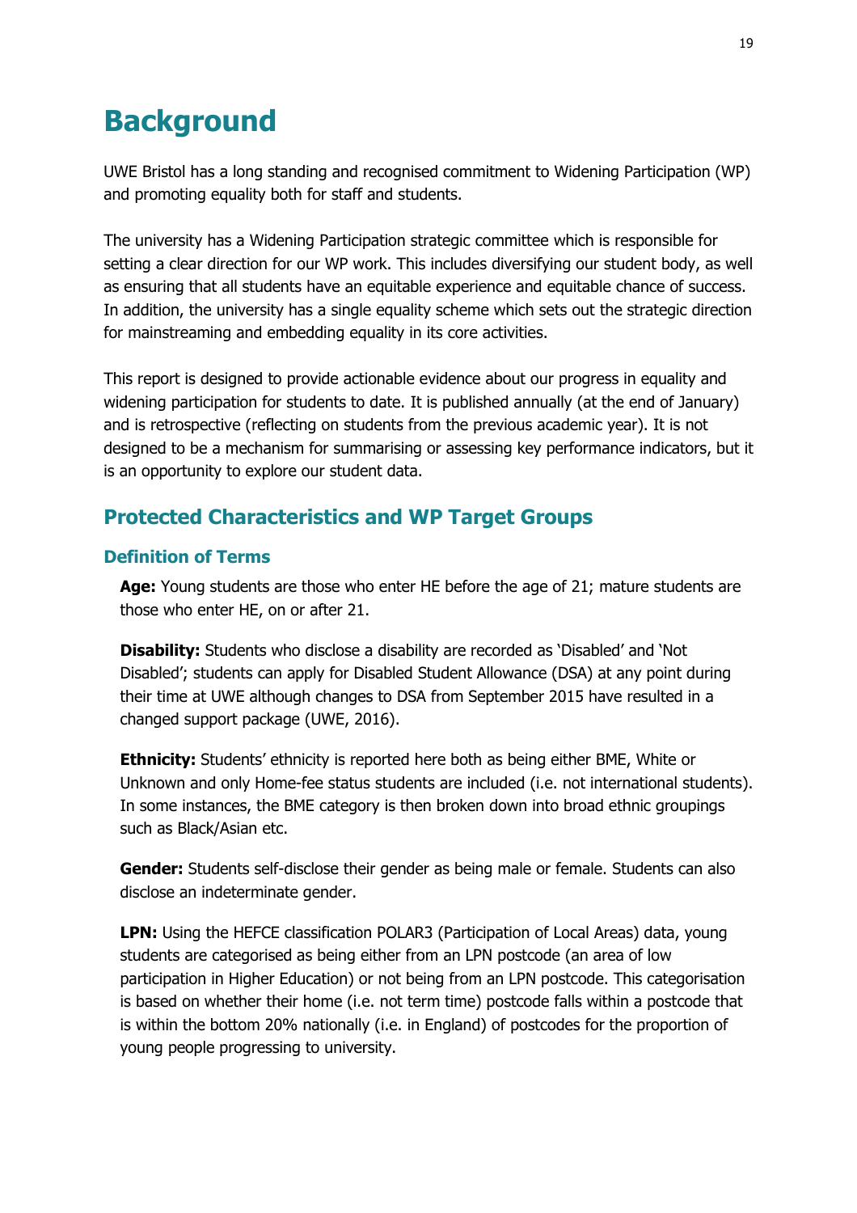# Background

UWE Bristol has a long standing and recognised commitment to Widening Participation (WP) and promoting equality both for staff and students.

The university has a Widening Participation strategic committee which is responsible for setting a clear direction for our WP work. This includes diversifying our student body, as well as ensuring that all students have an equitable experience and equitable chance of success. In addition, the university has a single equality scheme which sets out the strategic direction for mainstreaming and embedding equality in its core activities.

This report is designed to provide actionable evidence about our progress in equality and widening participation for students to date. It is published annually (at the end of January) and is retrospective (reflecting on students from the previous academic year). It is not designed to be a mechanism for summarising or assessing key performance indicators, but it is an opportunity to explore our student data.

## Protected Characteristics and WP Target Groups

### Definition of Terms

**Age:** Young students are those who enter HE before the age of 21; mature students are those who enter HE, on or after 21.

**Disability:** Students who disclose a disability are recorded as 'Disabled' and 'Not Disabled'; students can apply for Disabled Student Allowance (DSA) at any point during their time at UWE although changes to DSA from September 2015 have resulted in a changed support package (UWE, 2016).

**Ethnicity:** Students' ethnicity is reported here both as being either BME, White or Unknown and only Home-fee status students are included (i.e. not international students). In some instances, the BME category is then broken down into broad ethnic groupings such as Black/Asian etc.

**Gender:** Students self-disclose their gender as being male or female. Students can also disclose an indeterminate gender.

**LPN:** Using the HEFCE classification POLAR3 (Participation of Local Areas) data, young students are categorised as being either from an LPN postcode (an area of low participation in Higher Education) or not being from an LPN postcode. This categorisation is based on whether their home (i.e. not term time) postcode falls within a postcode that is within the bottom 20% nationally (i.e. in England) of postcodes for the proportion of young people progressing to university.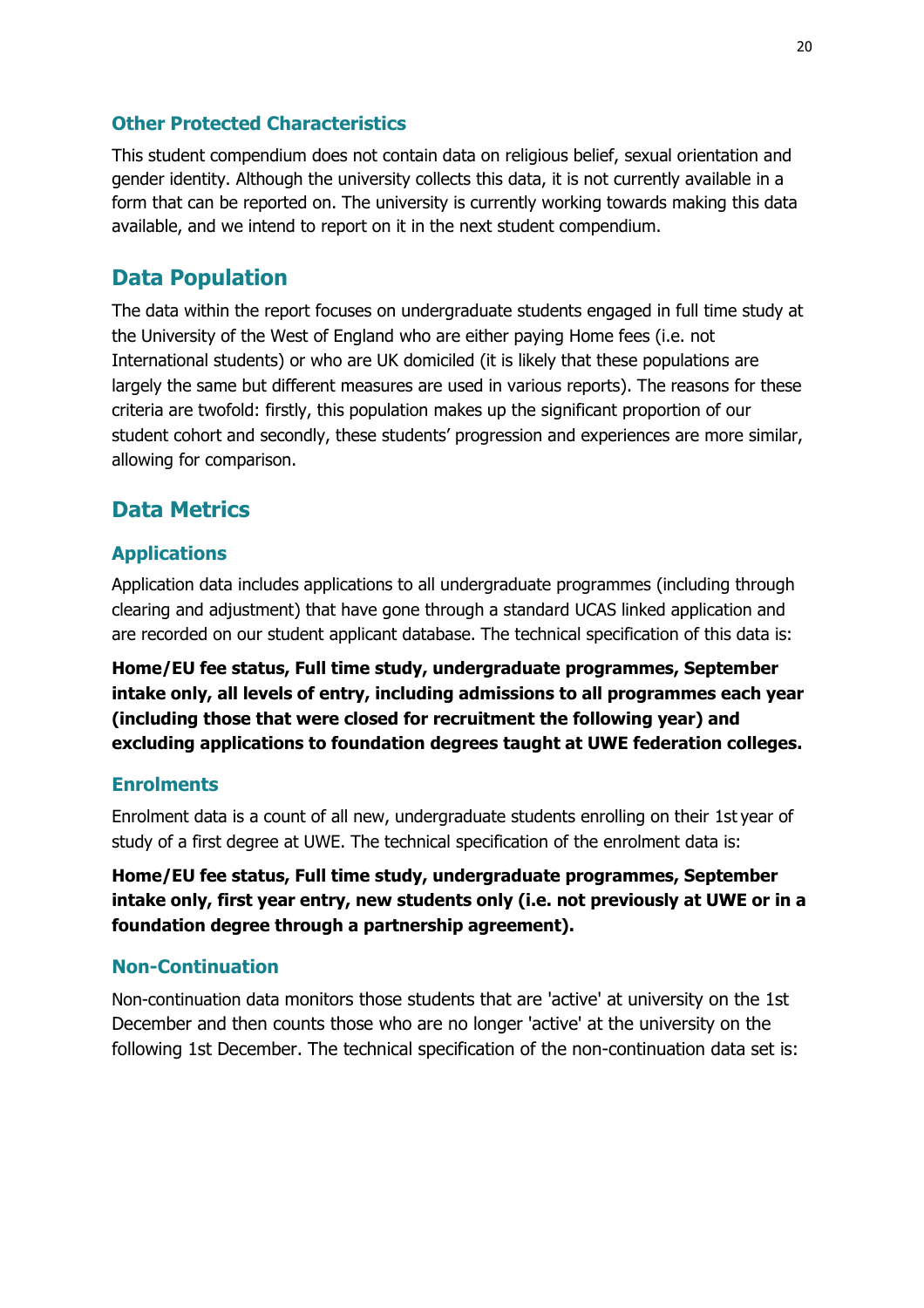### Other Protected Characteristics

This student compendium does not contain data on religious belief, sexual orientation and gender identity. Although the university collects this data, it is not currently available in a form that can be reported on. The university is currently working towards making this data available, and we intend to report on it in the next student compendium.

## Data Population

The data within the report focuses on undergraduate students engaged in full time study at the University of the West of England who are either paying Home fees (i.e. not International students) or who are UK domiciled (it is likely that these populations are largely the same but different measures are used in various reports). The reasons for these criteria are twofold: firstly, this population makes up the significant proportion of our student cohort and secondly, these students' progression and experiences are more similar, allowing for comparison.

## Data Metrics

### Applications

Application data includes applications to all undergraduate programmes (including through clearing and adjustment) that have gone through a standard UCAS linked application and are recorded on our student applicant database. The technical specification of this data is:

**Home/EU fee status, Full time study, undergraduate programmes, September intake only, all levels of entry, including admissions to all programmes each year (including those that were closed for recruitment the following year) and excluding applications to foundation degrees taught at UWE federation colleges.**

### Enrolments

Enrolment data is a count of all new, undergraduate students enrolling on their 1st year of study of a first degree at UWE. The technical specification of the enrolment data is:

**Home/EU fee status, Full time study, undergraduate programmes, September intake only, first year entry, new students only (i.e. not previously at UWE or in a foundation degree through a partnership agreement).**

### Non-Continuation

Non-continuation data monitors those students that are 'active' at university on the 1st December and then counts those who are no longer 'active' at the university on the following 1st December. The technical specification of the non-continuation data set is: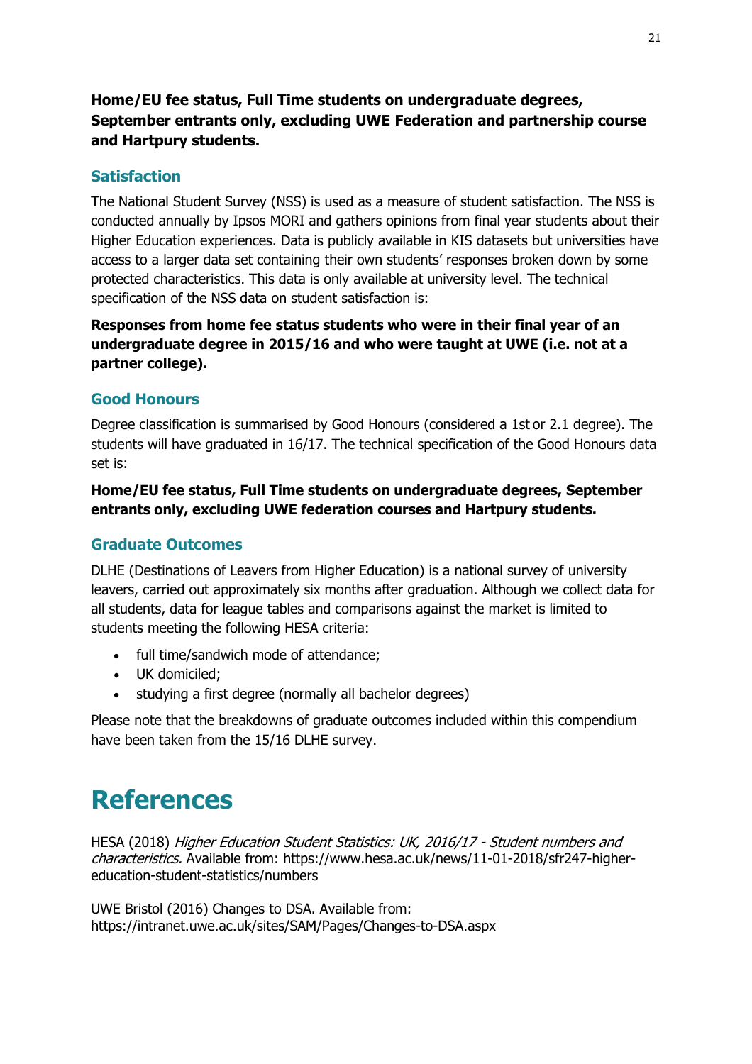**Home/EU fee status, Full Time students on undergraduate degrees, September entrants only, excluding UWE Federation and partnership course and Hartpury students.**

### Satisfaction

The National Student Survey (NSS) is used as a measure of student satisfaction. The NSS is conducted annually by Ipsos MORI and gathers opinions from final year students about their Higher Education experiences. Data is publicly available in KIS datasets but universities have access to a larger data set containing their own students' responses broken down by some protected characteristics. This data is only available at university level. The technical specification of the NSS data on student satisfaction is:

**Responses from home fee status students who were in their final year of an undergraduate degree in 2015/16 and who were taught at UWE (i.e. not at a partner college).**

### Good Honours

Degree classification is summarised by Good Honours (considered a 1st or 2.1 degree). The students will have graduated in 16/17. The technical specification of the Good Honours data set is:

**Home/EU fee status, Full Time students on undergraduate degrees, September entrants only, excluding UWE federation courses and Hartpury students.**

### Graduate Outcomes

DLHE (Destinations of Leavers from Higher Education) is a national survey of university leavers, carried out approximately six months after graduation. Although we collect data for all students, data for league tables and comparisons against the market is limited to students meeting the following HESA criteria:

- full time/sandwich mode of attendance;
- UK domiciled;
- studying a first degree (normally all bachelor degrees)

Please note that the breakdowns of graduate outcomes included within this compendium have been taken from the 15/16 DLHE survey.

# References

HESA (2018) *Higher Education Student Statistics: UK, 2016/17 - Student numbers and characteristics.* Available from: https://www.hesa.ac.uk/news/11-01-2018/sfr247-higher-education-student-statistics/numbers

UWE Bristol (2016) Changes to DSA. Available from: https://intranet.uwe.ac.uk/sites/SAM/Pages/Changes-to-DSA.aspx